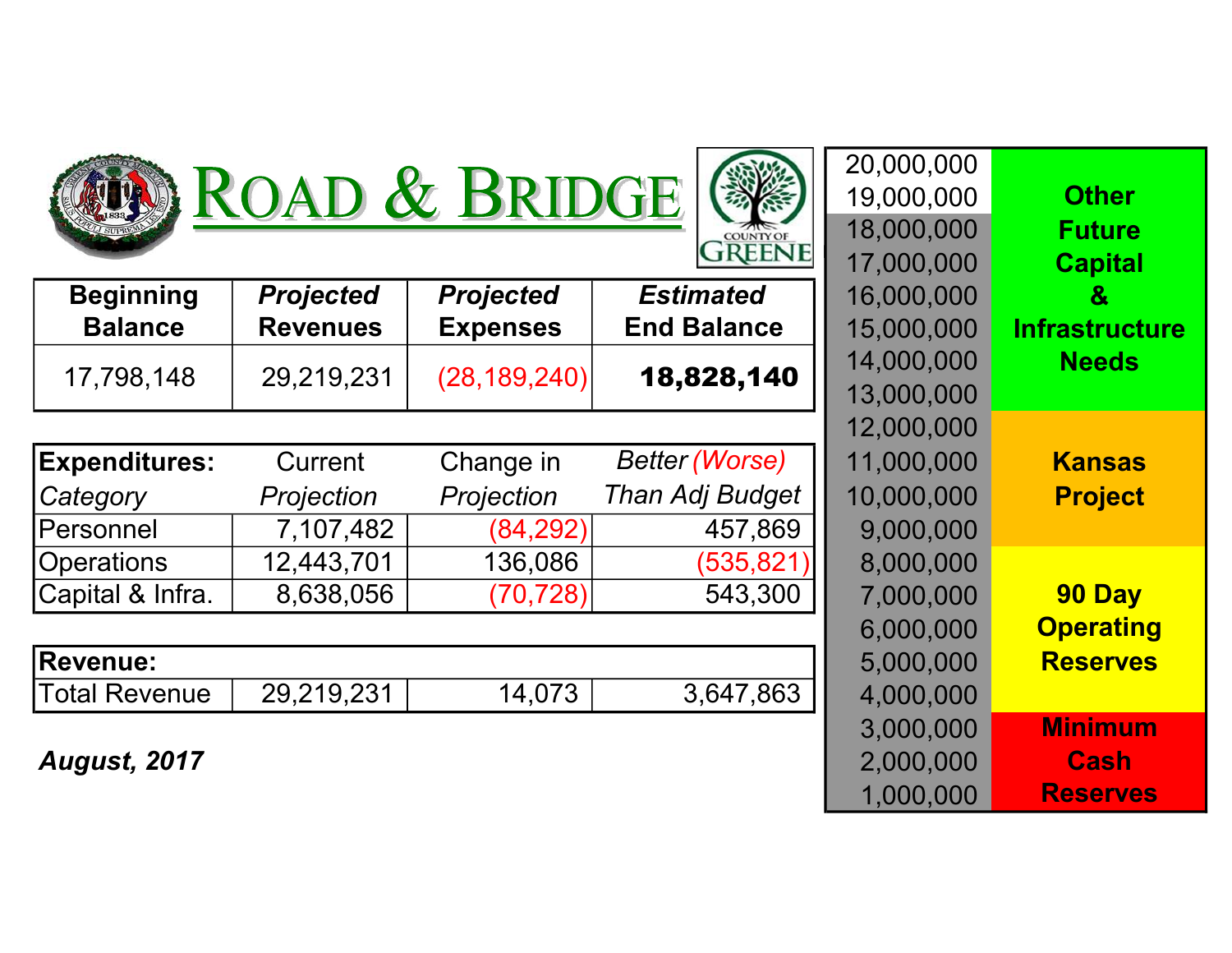# ROAD & BRIDGE

COUNTY OF GREENE

| Beginning Balance | ***Projected* Revenues** | ***Projected* Expenses** | ***Estimated* End Balance** |
|---|---|---|---|
| 17,798,148 | 29,219,231 | (28,189,240) | **18,828,140** |

| **Expenditures:** *Category* | Current *Projection* | Change in *Projection* | *Better (Worse) Than Adj Budget* |
|---|---|---|---|
| Personnel | 7,107,482 | (84,292) | 457,869 |
| Operations | 12,443,701 | 136,086 | (535,821) |
| Capital & Infra. | 8,638,056 | (70,728) | 543,300 |

| **Revenue:** | | | |
|---|---|---|---|
| Total Revenue | 29,219,231 | 14,073 | 3,647,863 |

***August, 2017***

20,000,000
19,000,000
18,000,000
17,000,000
16,000,000
15,000,000
14,000,000
13,000,000
12,000,000
11,000,000
10,000,000
9,000,000
8,000,000
7,000,000
6,000,000
5,000,000
4,000,000
3,000,000
2,000,000
1,000,000

**Other Future Capital & Infrastructure Needs**

**Kansas Project**

**90 Day Operating Reserves**

**Minimum Cash Reserves**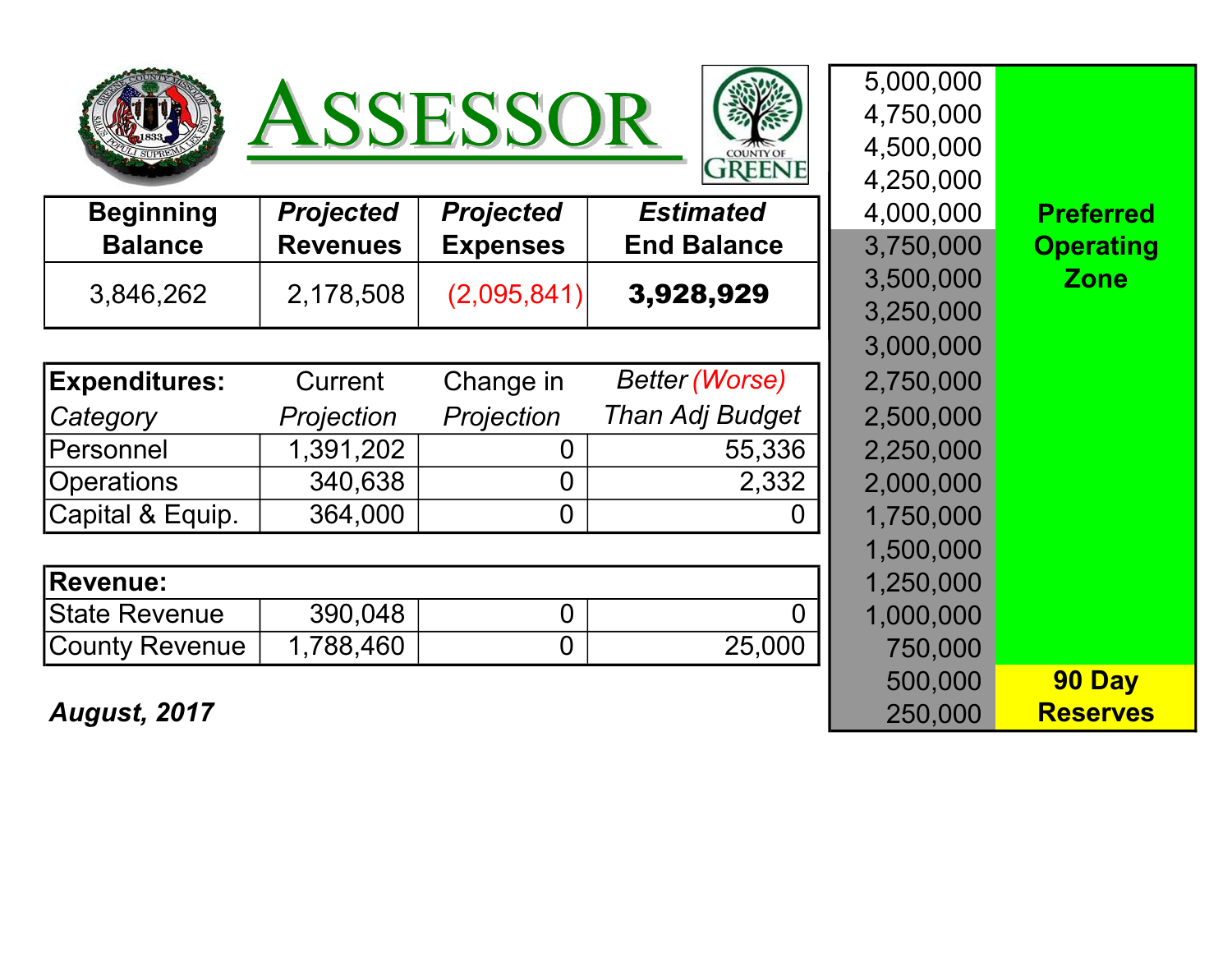# ASSESSOR

| Beginning Balance | *Projected Revenues* | *Projected Expenses* | *Estimated End Balance* |
|---|---|---|---|
| 3,846,262 | 2,178,508 | (2,095,841) | **3,928,929** |

| **Expenditures:** *Category* | Current *Projection* | Change in *Projection* | *Better (Worse) Than Adj Budget* |
|---|---|---|---|
| Personnel | 1,391,202 | 0 | 55,336 |
| Operations | 340,638 | 0 | 2,332 |
| Capital & Equip. | 364,000 | 0 | 0 |

| **Revenue:** | | | |
|---|---|---|---|
| State Revenue | 390,048 | 0 | 0 |
| County Revenue | 1,788,460 | 0 | 25,000 |

***August, 2017***

5,000,000
4,750,000
4,500,000
4,250,000
4,000,000
3,750,000
3,500,000
3,250,000
3,000,000
2,750,000
2,500,000
2,250,000
2,000,000
1,750,000
1,500,000
1,250,000
1,000,000
750,000
500,000
250,000

**Preferred Operating Zone**

**90 Day Reserves**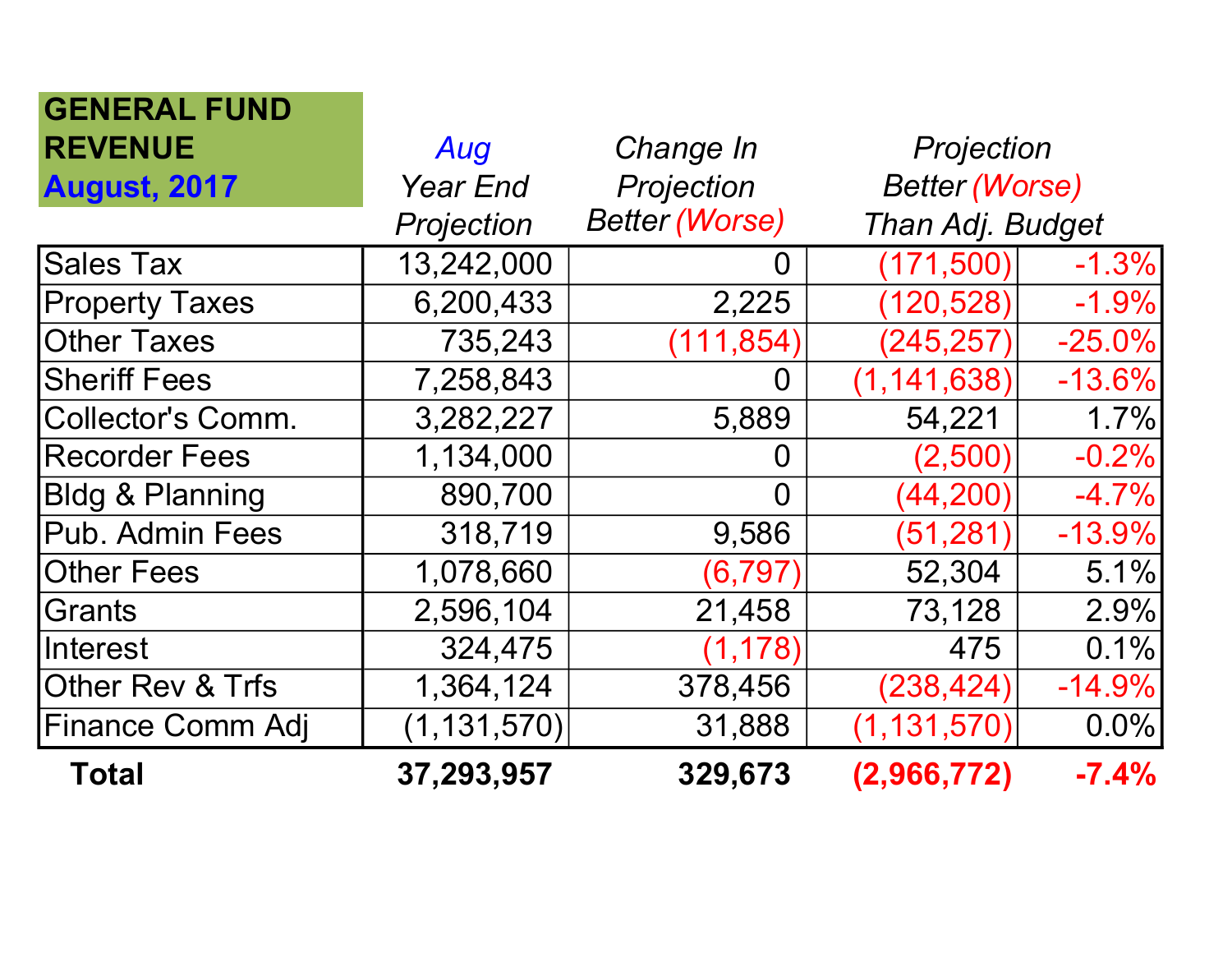| GENERAL FUND REVENUE August, 2017 | *Aug* *Year End Projection* | *Change In Projection Better (Worse)* | *Projection Better (Worse) Than Adj. Budget* | |
|---|---|---|---|---|
| Sales Tax | 13,242,000 | 0 | (171,500) | -1.3% |
| Property Taxes | 6,200,433 | 2,225 | (120,528) | -1.9% |
| Other Taxes | 735,243 | (111,854) | (245,257) | -25.0% |
| Sheriff Fees | 7,258,843 | 0 | (1,141,638) | -13.6% |
| Collector's Comm. | 3,282,227 | 5,889 | 54,221 | 1.7% |
| Recorder Fees | 1,134,000 | 0 | (2,500) | -0.2% |
| Bldg & Planning | 890,700 | 0 | (44,200) | -4.7% |
| Pub. Admin Fees | 318,719 | 9,586 | (51,281) | -13.9% |
| Other Fees | 1,078,660 | (6,797) | 52,304 | 5.1% |
| Grants | 2,596,104 | 21,458 | 73,128 | 2.9% |
| Interest | 324,475 | (1,178) | 475 | 0.1% |
| Other Rev & Trfs | 1,364,124 | 378,456 | (238,424) | -14.9% |
| Finance Comm Adj | (1,131,570) | 31,888 | (1,131,570) | 0.0% |
| **Total** | **37,293,957** | **329,673** | **(2,966,772)** | **-7.4%** |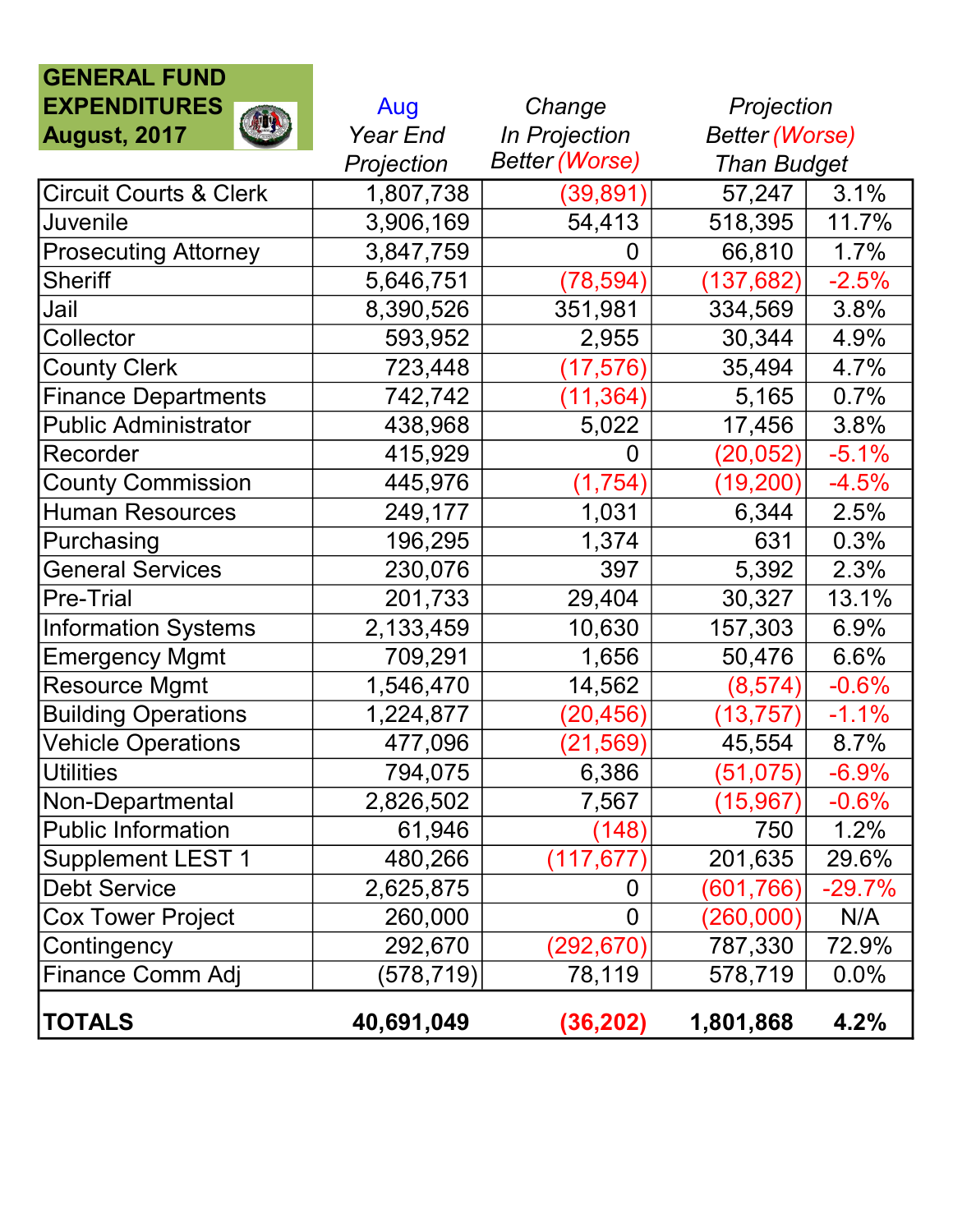**GENERAL FUND EXPENDITURES August, 2017**

| | Aug Year End Projection | Change In Projection Better (Worse) | Projection Better (Worse) Than Budget | |
|---|---|---|---|---|
| Circuit Courts & Clerk | 1,807,738 | (39,891) | 57,247 | 3.1% |
| Juvenile | 3,906,169 | 54,413 | 518,395 | 11.7% |
| Prosecuting Attorney | 3,847,759 | 0 | 66,810 | 1.7% |
| Sheriff | 5,646,751 | (78,594) | (137,682) | -2.5% |
| Jail | 8,390,526 | 351,981 | 334,569 | 3.8% |
| Collector | 593,952 | 2,955 | 30,344 | 4.9% |
| County Clerk | 723,448 | (17,576) | 35,494 | 4.7% |
| Finance Departments | 742,742 | (11,364) | 5,165 | 0.7% |
| Public Administrator | 438,968 | 5,022 | 17,456 | 3.8% |
| Recorder | 415,929 | 0 | (20,052) | -5.1% |
| County Commission | 445,976 | (1,754) | (19,200) | -4.5% |
| Human Resources | 249,177 | 1,031 | 6,344 | 2.5% |
| Purchasing | 196,295 | 1,374 | 631 | 0.3% |
| General Services | 230,076 | 397 | 5,392 | 2.3% |
| Pre-Trial | 201,733 | 29,404 | 30,327 | 13.1% |
| Information Systems | 2,133,459 | 10,630 | 157,303 | 6.9% |
| Emergency Mgmt | 709,291 | 1,656 | 50,476 | 6.6% |
| Resource Mgmt | 1,546,470 | 14,562 | (8,574) | -0.6% |
| Building Operations | 1,224,877 | (20,456) | (13,757) | -1.1% |
| Vehicle Operations | 477,096 | (21,569) | 45,554 | 8.7% |
| Utilities | 794,075 | 6,386 | (51,075) | -6.9% |
| Non-Departmental | 2,826,502 | 7,567 | (15,967) | -0.6% |
| Public Information | 61,946 | (148) | 750 | 1.2% |
| Supplement LEST 1 | 480,266 | (117,677) | 201,635 | 29.6% |
| Debt Service | 2,625,875 | 0 | (601,766) | -29.7% |
| Cox Tower Project | 260,000 | 0 | (260,000) | N/A |
| Contingency | 292,670 | (292,670) | 787,330 | 72.9% |
| Finance Comm Adj | (578,719) | 78,119 | 578,719 | 0.0% |
| **TOTALS** | **40,691,049** | **(36,202)** | **1,801,868** | **4.2%** |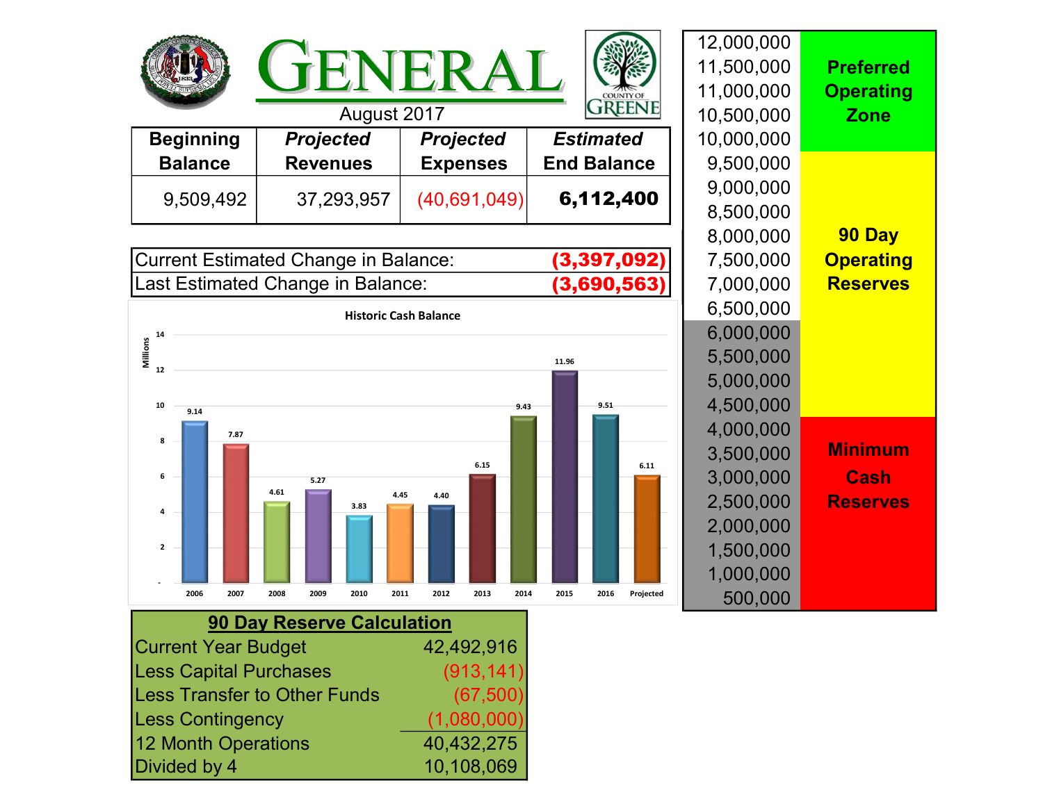# GENERAL

August 2017

| Beginning Balance | *Projected Revenues* | *Projected Expenses* | *Estimated End Balance* |
|---|---|---|---|
| 9,509,492 | 37,293,957 | (40,691,049) | **6,112,400** |

| | |
|---|---|
| Current Estimated Change in Balance: | **(3,397,092)** |
| Last Estimated Change in Balance: | **(3,690,563)** |

Historic Cash Balance

Millions

14
12
10
8
6
4
2
-

9.14
7.87
4.61
5.27
3.83
4.45
4.40
6.15
9.43
11.96
9.51
6.11

2006
2007
2008
2009
2010
2011
2012
2013
2014
2015
2016
Projected

| **90 Day Reserve Calculation** | |
|---|---|
| Current Year Budget | 42,492,916 |
| Less Capital Purchases | (913,141) |
| Less Transfer to Other Funds | (67,500) |
| Less Contingency | (1,080,000) |
| 12 Month Operations | 40,432,275 |
| Divided by 4 | 10,108,069 |

12,000,000
11,500,000
11,000,000
10,500,000
10,000,000
9,500,000
9,000,000
8,500,000
8,000,000
7,500,000
7,000,000
6,500,000
6,000,000
5,500,000
5,000,000
4,500,000
4,000,000
3,500,000
3,000,000
2,500,000
2,000,000
1,500,000
1,000,000
500,000

**Preferred Operating Zone**

**90 Day Operating Reserves**

**Minimum Cash Reserves**